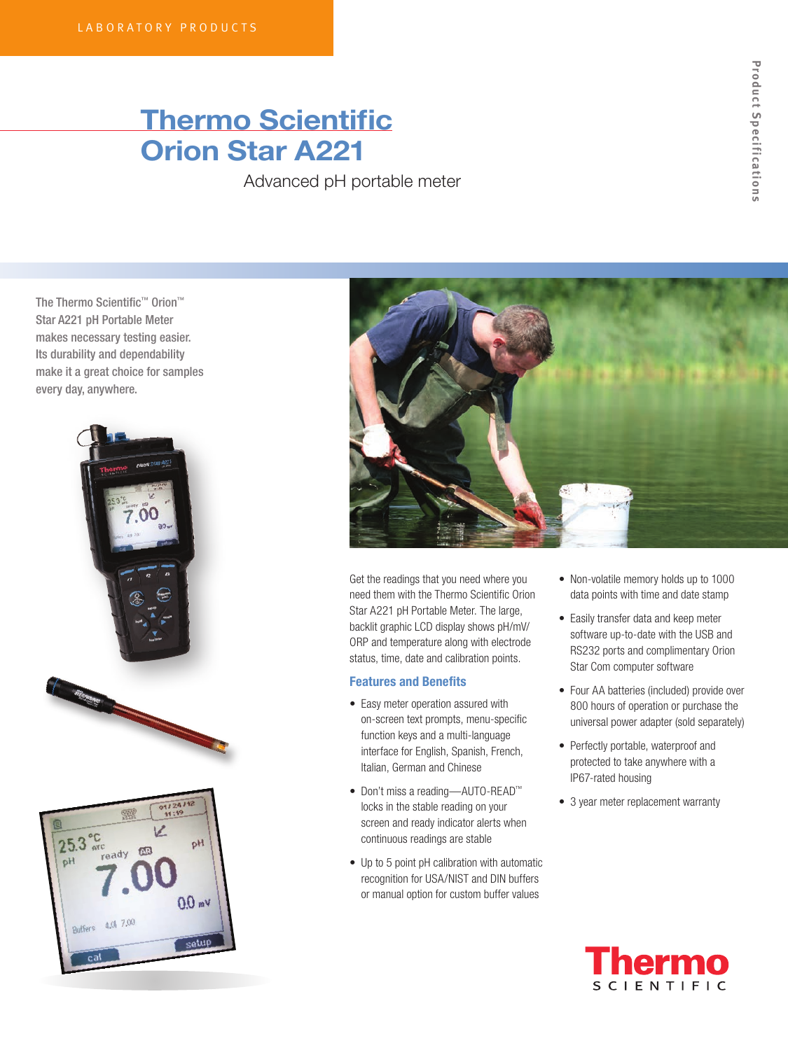LABORATORY PRODUCTS

# Thermo Scientific Orion Star A221

Advanced pH portable meter

Product Specifications

The Thermo Scientific™ Orion™ Star A221 pH Portable Meter makes necessary testing easier. Its durability and dependability make it a great choice for samples every day, anywhere.

Get the readings that you need where you need them with the Thermo Scientific Orion Star A221 pH Portable Meter. The large, backlit graphic LCD display shows pH/mV/ORP and temperature along with electrode status, time, date and calibration points.

## Features and Benefits

- Easy meter operation assured with on-screen text prompts, menu-specific function keys and a multi-language interface for English, Spanish, French, Italian, German and Chinese
- Don't miss a reading—AUTO-READ™ locks in the stable reading on your screen and ready indicator alerts when continuous readings are stable
- Up to 5 point pH calibration with automatic recognition for USA/NIST and DIN buffers or manual option for custom buffer values
- Non-volatile memory holds up to 1000 data points with time and date stamp
- Easily transfer data and keep meter software up-to-date with the USB and RS232 ports and complimentary Orion Star Com computer software
- Four AA batteries (included) provide over 800 hours of operation or purchase the universal power adapter (sold separately)
- Perfectly portable, waterproof and protected to take anywhere with a IP67-rated housing
- 3 year meter replacement warranty

Thermo SCIENTIFIC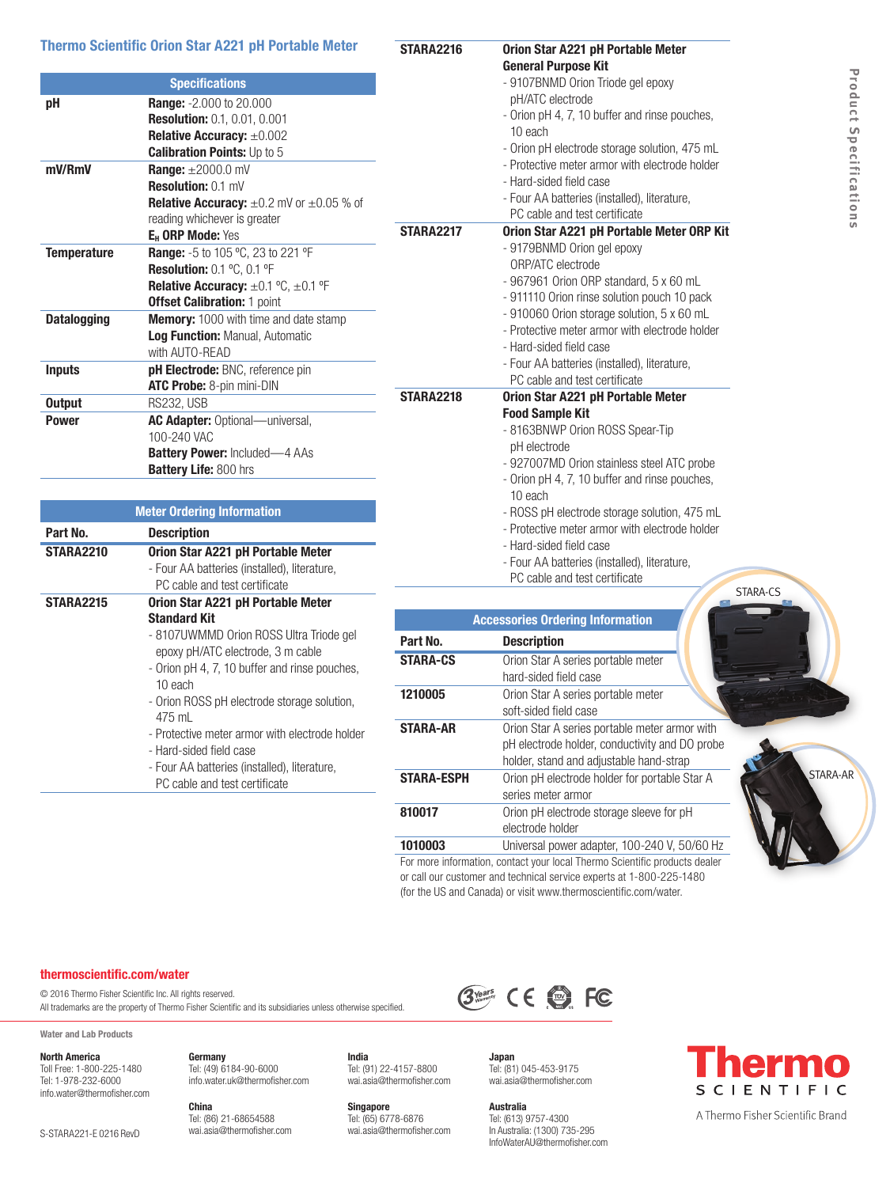## Thermo Scientific Orion Star A221 pH Portable Meter

| Specifications | |
|---|---|
| pH | **Range:** -2.000 to 20.000<br>**Resolution:** 0.1, 0.01, 0.001<br>**Relative Accuracy:** ±0.002<br>**Calibration Points:** Up to 5 |
| mV/RmV | **Range:** ±2000.0 mV<br>**Resolution:** 0.1 mV<br>**Relative Accuracy:** ±0.2 mV or ±0.05 % of reading whichever is greater<br>**$E_H$ ORP Mode:** Yes |
| Temperature | **Range:** -5 to 105 ºC, 23 to 221 ºF<br>**Resolution:** 0.1 ºC, 0.1 ºF<br>**Relative Accuracy:** ±0.1 ºC, ±0.1 ºF<br>**Offset Calibration:** 1 point |
| Datalogging | **Memory:** 1000 with time and date stamp<br>**Log Function:** Manual, Automatic with AUTO-READ |
| Inputs | **pH Electrode:** BNC, reference pin<br>**ATC Probe:** 8-pin mini-DIN |
| Output | RS232, USB |
| Power | **AC Adapter:** Optional—universal, 100-240 VAC<br>**Battery Power:** Included—4 AAs<br>**Battery Life:** 800 hrs |

### Meter Ordering Information

| Part No. | Description |
|---|---|
| STARA2210 | **Orion Star A221 pH Portable Meter**<br>- Four AA batteries (installed), literature, PC cable and test certificate |
| STARA2215 | **Orion Star A221 pH Portable Meter Standard Kit**<br>- 8107UWMMD Orion ROSS Ultra Triode gel epoxy pH/ATC electrode, 3 m cable<br>- Orion pH 4, 7, 10 buffer and rinse pouches, 10 each<br>- Orion ROSS pH electrode storage solution, 475 mL<br>- Protective meter armor with electrode holder<br>- Hard-sided field case<br>- Four AA batteries (installed), literature, PC cable and test certificate |
| STARA2216 | **Orion Star A221 pH Portable Meter General Purpose Kit**<br>- 9107BNMD Orion Triode gel epoxy pH/ATC electrode<br>- Orion pH 4, 7, 10 buffer and rinse pouches, 10 each<br>- Orion pH electrode storage solution, 475 mL<br>- Protective meter armor with electrode holder<br>- Hard-sided field case<br>- Four AA batteries (installed), literature, PC cable and test certificate |
| STARA2217 | **Orion Star A221 pH Portable Meter ORP Kit**<br>- 9179BNMD Orion gel epoxy ORP/ATC electrode<br>- 967961 Orion ORP standard, 5 x 60 mL<br>- 911110 Orion rinse solution pouch 10 pack<br>- 910060 Orion storage solution, 5 x 60 mL<br>- Protective meter armor with electrode holder<br>- Hard-sided field case<br>- Four AA batteries (installed), literature, PC cable and test certificate |
| STARA2218 | **Orion Star A221 pH Portable Meter Food Sample Kit**<br>- 8163BNWP Orion ROSS Spear-Tip pH electrode<br>- 927007MD Orion stainless steel ATC probe<br>- Orion pH 4, 7, 10 buffer and rinse pouches, 10 each<br>- ROSS pH electrode storage solution, 475 mL<br>- Protective meter armor with electrode holder<br>- Hard-sided field case<br>- Four AA batteries (installed), literature, PC cable and test certificate |

### Accessories Ordering Information

| Part No. | Description |
|---|---|
| STARA-CS | Orion Star A series portable meter hard-sided field case |
| 1210005 | Orion Star A series portable meter soft-sided field case |
| STARA-AR | Orion Star A series portable meter armor with pH electrode holder, conductivity and DO probe holder, stand and adjustable hand-strap |
| STARA-ESPH | Orion pH electrode holder for portable Star A series meter armor |
| 810017 | Orion pH electrode storage sleeve for pH electrode holder |
| 1010003 | Universal power adapter, 100-240 V, 50/60 Hz |

For more information, contact your local Thermo Scientific products dealer or call our customer and technical service experts at 1-800-225-1480 (for the US and Canada) or visit www.thermoscientific.com/water.

STARA-CS

STARA-AR

**thermoscientific.com/water**

© 2016 Thermo Fisher Scientific Inc. All rights reserved.
All trademarks are the property of Thermo Fisher Scientific and its subsidiaries unless otherwise specified.

**Water and Lab Products**

**North America**
Toll Free: 1-800-225-1480
Tel: 1-978-232-6000
info.water@thermofisher.com

**Germany**
Tel: (49) 6184-90-6000
info.water.uk@thermofisher.com

**China**
Tel: (86) 21-68654588
wai.asia@thermofisher.com

**India**
Tel: (91) 22-4157-8800
wai.asia@thermofisher.com

**Singapore**
Tel: (65) 6778-6876
wai.asia@thermofisher.com

**Japan**
Tel: (81) 045-453-9175
wai.asia@thermofisher.com

**Australia**
Tel: (613) 9757-4300
In Australia: (1300) 735-295
InfoWaterAU@thermofisher.com

S-STARA221-E 0216 RevD

Thermo SCIENTIFIC
A Thermo Fisher Scientific Brand